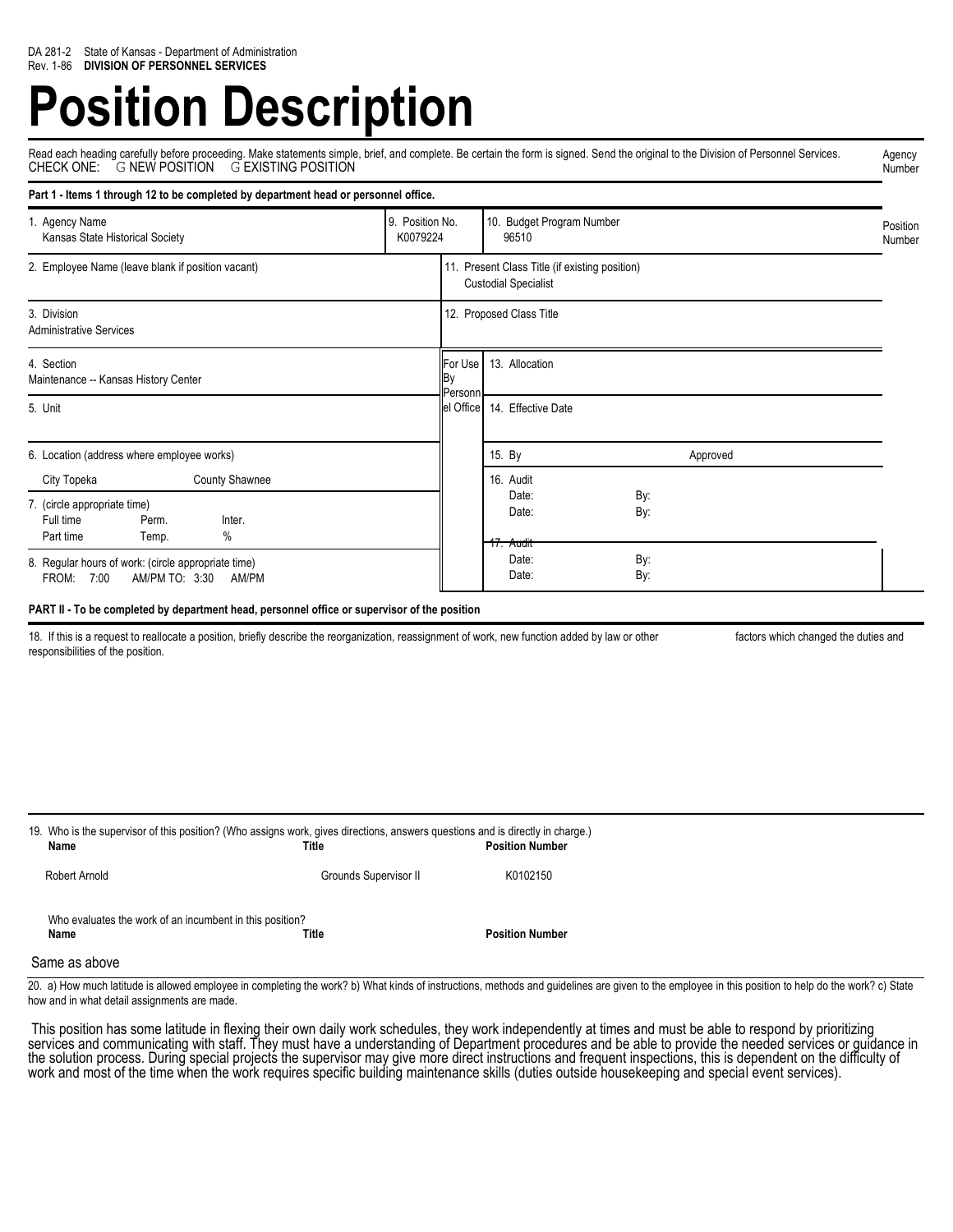DA 281-2 State of Kansas - Department of Administration
Rev. 1-86 **DIVISION OF PERSONNEL SERVICES**

# Position Description

Read each heading carefully before proceeding. Make statements simple, brief, and complete. Be certain the form is signed. Send the original to the Division of Personnel Services.

CHECK ONE: G NEW POSITION G EXISTING POSITION

Agency Number

**Part 1 - Items 1 through 12 to be completed by department head or personnel office.**

| | | | |
|---|---|---|---|
| 1. Agency Name<br>Kansas State Historical Society | 9. Position No.<br>K0079224 | 10. Budget Program Number<br>96510 | Position Number |
| 2. Employee Name (leave blank if position vacant) | | 11. Present Class Title (if existing position)<br>Custodial Specialist | |
| 3. Division<br>Administrative Services | | 12. Proposed Class Title | |
| 4. Section<br>Maintenance -- Kansas History Center | For Use By Personnel Office | 13. Allocation | |
| 5. Unit | | 14. Effective Date | |
| 6. Location (address where employee works)<br>City Topeka County Shawnee | | 15. By Approved | |
| 7. (circle appropriate time)<br>Full time Perm. Inter.<br>Part time Temp. % | | 16. Audit<br>Date: By:<br>Date: By: | |
| 8. Regular hours of work: (circle appropriate time)<br>FROM: 7:00 AM/PM TO: 3:30 AM/PM | | ~~17. Audit~~<br>Date: By:<br>Date: By: | |

**PART II - To be completed by department head, personnel office or supervisor of the position**

18. If this is a request to reallocate a position, briefly describe the reorganization, reassignment of work, new function added by law or other factors which changed the duties and responsibilities of the position.

19. Who is the supervisor of this position? (Who assigns work, gives directions, answers questions and is directly in charge.)

| Name | Title | Position Number |
|---|---|---|
| Robert Arnold | Grounds Supervisor II | K0102150 |

Who evaluates the work of an incumbent in this position?

| Name | Title | Position Number |
|---|---|---|
| Same as above | | |

20. a) How much latitude is allowed employee in completing the work? b) What kinds of instructions, methods and guidelines are given to the employee in this position to help do the work? c) State how and in what detail assignments are made.

This position has some latitude in flexing their own daily work schedules, they work independently at times and must be able to respond by prioritizing services and communicating with staff. They must have a understanding of Department procedures and be able to provide the needed services or guidance in the solution process. During special projects the supervisor may give more direct instructions and frequent inspections, this is dependent on the difficulty of work and most of the time when the work requires specific building maintenance skills (duties outside housekeeping and special event services).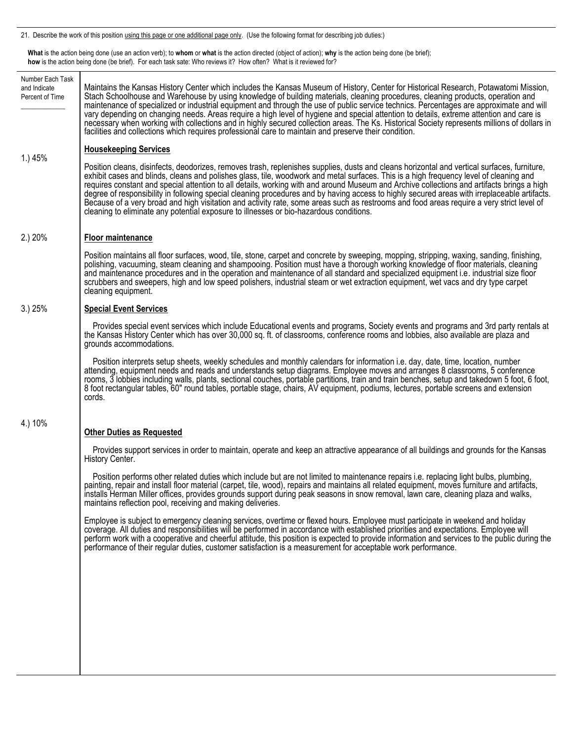21. Describe the work of this position using this page or one additional page only. (Use the following format for describing job duties:)

**What** is the action being done (use an action verb); to **whom** or **what** is the action directed (object of action); **why** is the action being done (be brief); **how** is the action being done (be brief). For each task sate: Who reviews it? How often? What is it reviewed for?

| Number Each Task and Indicate Percent of Time | |
|---|---|
| | Maintains the Kansas History Center which includes the Kansas Museum of History, Center for Historical Research, Potawatomi Mission, Stach Schoolhouse and Warehouse by using knowledge of building materials, cleaning procedures, cleaning products, operation and maintenance of specialized or industrial equipment and through the use of public service technics. Percentages are approximate and will vary depending on changing needs. Areas require a high level of hygiene and special attention to details, extreme attention and care is necessary when working with collections and in highly secured collection areas. The Ks. Historical Society represents millions of dollars in facilities and collections which requires professional care to maintain and preserve their condition. |
| 1.) 45% | **Housekeeping Services**<br><br>Position cleans, disinfects, deodorizes, removes trash, replenishes supplies, dusts and cleans horizontal and vertical surfaces, furniture, exhibit cases and blinds, cleans and polishes glass, tile, woodwork and metal surfaces. This is a high frequency level of cleaning and requires constant and special attention to all details, working with and around Museum and Archive collections and artifacts brings a high degree of responsibility in following special cleaning procedures and by having access to highly secured areas with irreplaceable artifacts. Because of a very broad and high visitation and activity rate, some areas such as restrooms and food areas require a very strict level of cleaning to eliminate any potential exposure to illnesses or bio-hazardous conditions. |
| 2.) 20% | **Floor maintenance**<br><br>Position maintains all floor surfaces, wood, tile, stone, carpet and concrete by sweeping, mopping, stripping, waxing, sanding, finishing, polishing, vacuuming, steam cleaning and shampooing. Position must have a thorough working knowledge of floor materials, cleaning and maintenance procedures and in the operation and maintenance of all standard and specialized equipment i.e. industrial size floor scrubbers and sweepers, high and low speed polishers, industrial steam or wet extraction equipment, wet vacs and dry type carpet cleaning equipment. |
| 3.) 25% | **Special Event Services**<br><br>Provides special event services which include Educational events and programs, Society events and programs and 3rd party rentals at the Kansas History Center which has over 30,000 sq. ft. of classrooms, conference rooms and lobbies, also available are plaza and grounds accommodations.<br><br>Position interprets setup sheets, weekly schedules and monthly calendars for information i.e. day, date, time, location, number attending, equipment needs and reads and understands setup diagrams. Employee moves and arranges 8 classrooms, 5 conference rooms, 3 lobbies including walls, plants, sectional couches, portable partitions, train and train benches, setup and takedown 5 foot, 6 foot, 8 foot rectangular tables, 60" round tables, portable stage, chairs, AV equipment, podiums, lectures, portable screens and extension cords. |
| 4.) 10% | **Other Duties as Requested**<br><br>Provides support services in order to maintain, operate and keep an attractive appearance of all buildings and grounds for the Kansas History Center.<br><br>Position performs other related duties which include but are not limited to maintenance repairs i.e. replacing light bulbs, plumbing, painting, repair and install floor material (carpet, tile, wood), repairs and maintains all related equipment, moves furniture and artifacts, installs Herman Miller offices, provides grounds support during peak seasons in snow removal, lawn care, cleaning plaza and walks, maintains reflection pool, receiving and making deliveries.<br><br>Employee is subject to emergency cleaning services, overtime or flexed hours. Employee must participate in weekend and holiday coverage. All duties and responsibilities will be performed in accordance with established priorities and expectations. Employee will perform work with a cooperative and cheerful attitude, this position is expected to provide information and services to the public during the performance of their regular duties, customer satisfaction is a measurement for acceptable work performance. |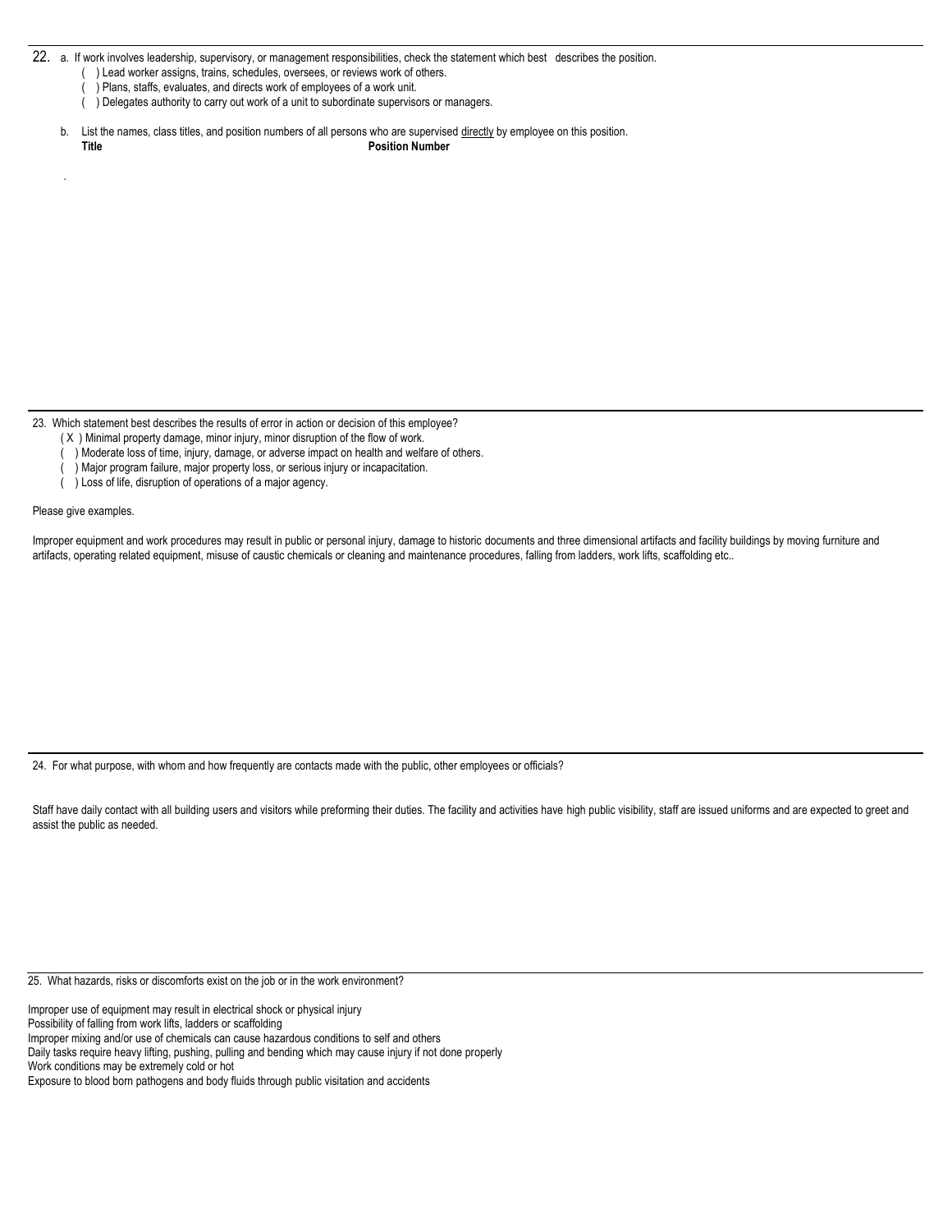22. a. If work involves leadership, supervisory, or management responsibilities, check the statement which best describes the position.

( ) Lead worker assigns, trains, schedules, oversees, or reviews work of others.
( ) Plans, staffs, evaluates, and directs work of employees of a work unit.
( ) Delegates authority to carry out work of a unit to subordinate supervisors or managers.

b. List the names, class titles, and position numbers of all persons who are supervised directly by employee on this position.

| **Title** | **Position Number** |
|---|---|
| . | |

23. Which statement best describes the results of error in action or decision of this employee?

( X ) Minimal property damage, minor injury, minor disruption of the flow of work.
( ) Moderate loss of time, injury, damage, or adverse impact on health and welfare of others.
( ) Major program failure, major property loss, or serious injury or incapacitation.
( ) Loss of life, disruption of operations of a major agency.

Please give examples.

Improper equipment and work procedures may result in public or personal injury, damage to historic documents and three dimensional artifacts and facility buildings by moving furniture and artifacts, operating related equipment, misuse of caustic chemicals or cleaning and maintenance procedures, falling from ladders, work lifts, scaffolding etc..

24. For what purpose, with whom and how frequently are contacts made with the public, other employees or officials?

Staff have daily contact with all building users and visitors while preforming their duties. The facility and activities have high public visibility, staff are issued uniforms and are expected to greet and assist the public as needed.

25. What hazards, risks or discomforts exist on the job or in the work environment?

Improper use of equipment may result in electrical shock or physical injury
Possibility of falling from work lifts, ladders or scaffolding
Improper mixing and/or use of chemicals can cause hazardous conditions to self and others
Daily tasks require heavy lifting, pushing, pulling and bending which may cause injury if not done properly
Work conditions may be extremely cold or hot
Exposure to blood born pathogens and body fluids through public visitation and accidents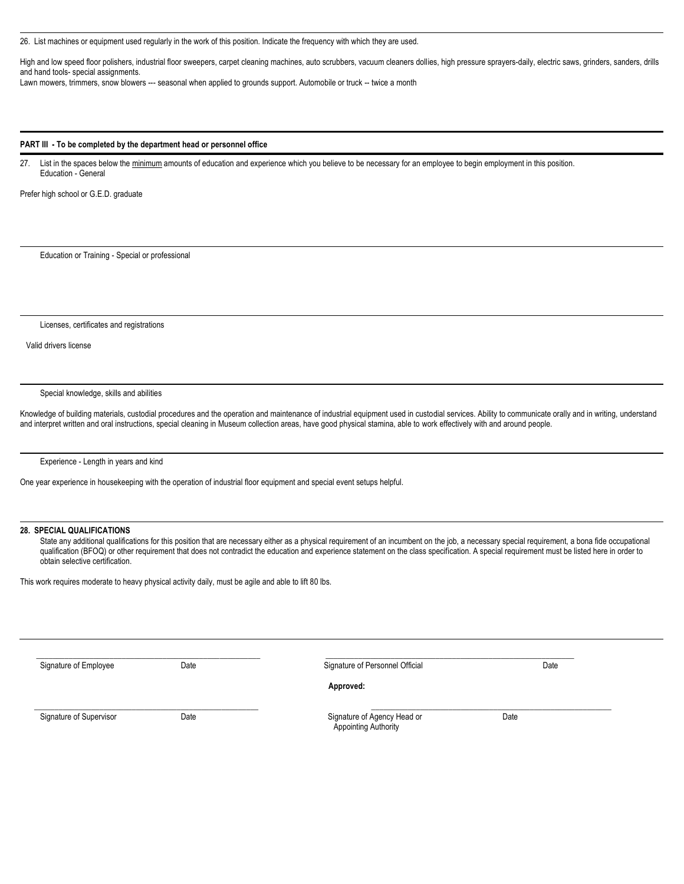26. List machines or equipment used regularly in the work of this position. Indicate the frequency with which they are used.

High and low speed floor polishers, industrial floor sweepers, carpet cleaning machines, auto scrubbers, vacuum cleaners dollies, high pressure sprayers-daily, electric saws, grinders, sanders, drills and hand tools- special assignments.
Lawn mowers, trimmers, snow blowers --- seasonal when applied to grounds support. Automobile or truck -- twice a month

**PART III - To be completed by the department head or personnel office**

27. List in the spaces below the minimum amounts of education and experience which you believe to be necessary for an employee to begin employment in this position.
Education - General

Prefer high school or G.E.D. graduate

Education or Training - Special or professional

Licenses, certificates and registrations

Valid drivers license

Special knowledge, skills and abilities

Knowledge of building materials, custodial procedures and the operation and maintenance of industrial equipment used in custodial services. Ability to communicate orally and in writing, understand and interpret written and oral instructions, special cleaning in Museum collection areas, have good physical stamina, able to work effectively with and around people.

Experience - Length in years and kind

One year experience in housekeeping with the operation of industrial floor equipment and special event setups helpful.

**28. SPECIAL QUALIFICATIONS**

State any additional qualifications for this position that are necessary either as a physical requirement of an incumbent on the job, a necessary special requirement, a bona fide occupational qualification (BFOQ) or other requirement that does not contradict the education and experience statement on the class specification. A special requirement must be listed here in order to obtain selective certification.

This work requires moderate to heavy physical activity daily, must be agile and able to lift 80 lbs.

Signature of Employee Date

Signature of Personnel Official Date

**Approved:**

Signature of Supervisor Date

Signature of Agency Head or Appointing Authority Date